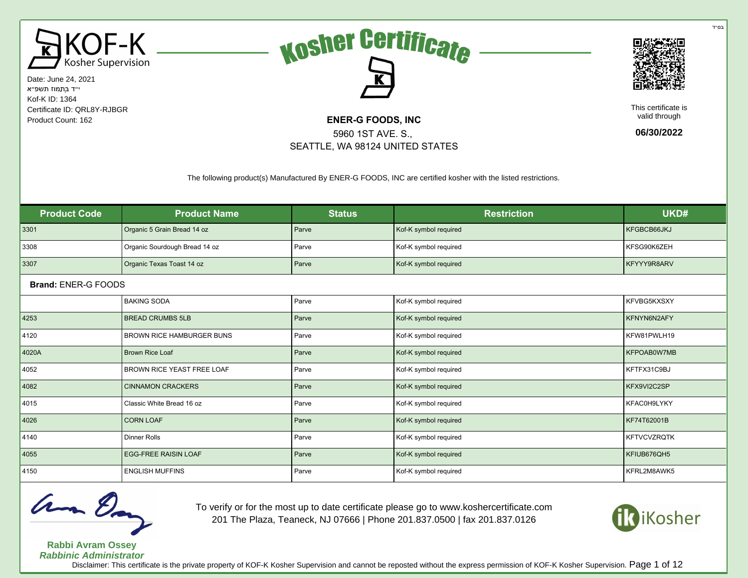בס״ד

KOF-K Kosher Supervision

Date: June 24, 2021
י״ד בְּתַמּוּז תשפ״א
Kof-K ID: 1364
Certificate ID: QRL8Y-RJBGR
Product Count: 162

# Kosher Certificate

**ENER-G FOODS, INC**
5960 1ST AVE. S.,
SEATTLE, WA 98124 UNITED STATES

This certificate is valid through
**06/30/2022**

The following product(s) Manufactured By ENER-G FOODS, INC are certified kosher with the listed restrictions.

| Product Code | Product Name | Status | Restriction | UKD# |
|---|---|---|---|---|
| 3301 | Organic 5 Grain Bread 14 oz | Parve | Kof-K symbol required | KFGBCB66JKJ |
| 3308 | Organic Sourdough Bread 14 oz | Parve | Kof-K symbol required | KFSG90K6ZEH |
| 3307 | Organic Texas Toast 14 oz | Parve | Kof-K symbol required | KFYYY9R8ARV |
| **Brand:** ENER-G FOODS | | | | |
| | BAKING SODA | Parve | Kof-K symbol required | KFVBG5KXSXY |
| 4253 | BREAD CRUMBS 5LB | Parve | Kof-K symbol required | KFNYN6N2AFY |
| 4120 | BROWN RICE HAMBURGER BUNS | Parve | Kof-K symbol required | KFW81PWLH19 |
| 4020A | Brown Rice Loaf | Parve | Kof-K symbol required | KFPOAB0W7MB |
| 4052 | BROWN RICE YEAST FREE LOAF | Parve | Kof-K symbol required | KFTFX31C9BJ |
| 4082 | CINNAMON CRACKERS | Parve | Kof-K symbol required | KFX9VI2C2SP |
| 4015 | Classic White Bread 16 oz | Parve | Kof-K symbol required | KFAC0H9LYKY |
| 4026 | CORN LOAF | Parve | Kof-K symbol required | KF74T62001B |
| 4140 | Dinner Rolls | Parve | Kof-K symbol required | KFTVCVZRQTK |
| 4055 | EGG-FREE RAISIN LOAF | Parve | Kof-K symbol required | KFIUB676QH5 |
| 4150 | ENGLISH MUFFINS | Parve | Kof-K symbol required | KFRL2M8AWK5 |

**Rabbi Avram Ossey**
***Rabbinic Administrator***

To verify or for the most up to date certificate please go to www.koshercertificate.com
201 The Plaza, Teaneck, NJ 07666 | Phone 201.837.0500 | fax 201.837.0126

iKosher

Disclaimer: This certificate is the private property of KOF-K Kosher Supervision and cannot be reposted without the express permission of KOF-K Kosher Supervision.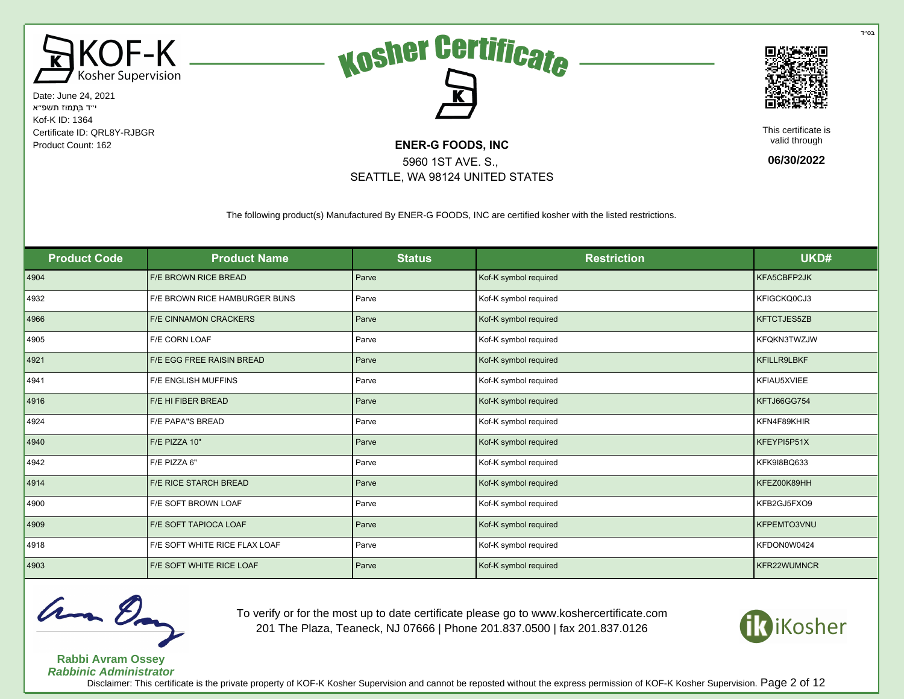בס"ד

KOF-K Kosher Supervision

Date: June 24, 2021
י"ד בְּתַמּוּז תשפ"א
Kof-K ID: 1364
Certificate ID: QRL8Y-RJBGR
Product Count: 162

# Kosher Certificate

**ENER-G FOODS, INC**
5960 1ST AVE. S.,
SEATTLE, WA 98124 UNITED STATES

This certificate is valid through

**06/30/2022**

The following product(s) Manufactured By ENER-G FOODS, INC are certified kosher with the listed restrictions.

| Product Code | Product Name | Status | Restriction | UKD# |
|---|---|---|---|---|
| 4904 | F/E BROWN RICE BREAD | Parve | Kof-K symbol required | KFA5CBFP2JK |
| 4932 | F/E BROWN RICE HAMBURGER BUNS | Parve | Kof-K symbol required | KFIGCKQ0CJ3 |
| 4966 | F/E CINNAMON CRACKERS | Parve | Kof-K symbol required | KFTCTJES5ZB |
| 4905 | F/E CORN LOAF | Parve | Kof-K symbol required | KFQKN3TWZJW |
| 4921 | F/E EGG FREE RAISIN BREAD | Parve | Kof-K symbol required | KFILLR9LBKF |
| 4941 | F/E ENGLISH MUFFINS | Parve | Kof-K symbol required | KFIAU5XVIEE |
| 4916 | F/E HI FIBER BREAD | Parve | Kof-K symbol required | KFTJ66GG754 |
| 4924 | F/E PAPA"S BREAD | Parve | Kof-K symbol required | KFN4F89KHIR |
| 4940 | F/E PIZZA 10" | Parve | Kof-K symbol required | KFEYPI5P51X |
| 4942 | F/E PIZZA 6" | Parve | Kof-K symbol required | KFK9I8BQ633 |
| 4914 | F/E RICE STARCH BREAD | Parve | Kof-K symbol required | KFEZ00K89HH |
| 4900 | F/E SOFT BROWN LOAF | Parve | Kof-K symbol required | KFB2GJ5FXO9 |
| 4909 | F/E SOFT TAPIOCA LOAF | Parve | Kof-K symbol required | KFPEMTO3VNU |
| 4918 | F/E SOFT WHITE RICE FLAX LOAF | Parve | Kof-K symbol required | KFDON0W0424 |
| 4903 | F/E SOFT WHITE RICE LOAF | Parve | Kof-K symbol required | KFR22WUMNCR |

To verify or for the most up to date certificate please go to www.koshercertificate.com
201 The Plaza, Teaneck, NJ 07666 | Phone 201.837.0500 | fax 201.837.0126

**Rabbi Avram Ossey**
***Rabbinic Administrator***

iKosher

Disclaimer: This certificate is the private property of KOF-K Kosher Supervision and cannot be reposted without the express permission of KOF-K Kosher Supervision.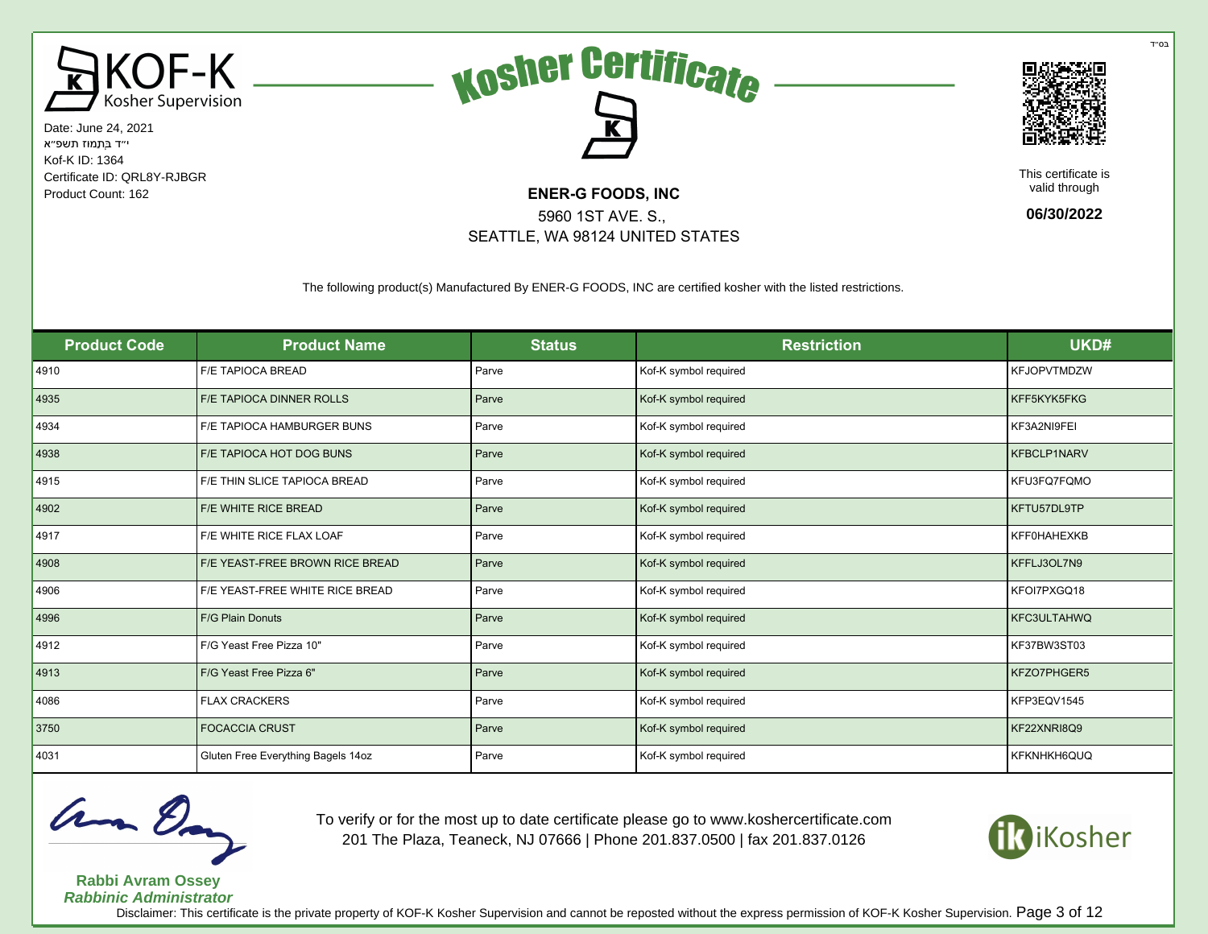בס"ד

KOF-K Kosher Supervision

# Kosher Certificate

Date: June 24, 2021
י"ד בְּתַמּוּז תשפ"א
Kof-K ID: 1364
Certificate ID: QRL8Y-RJBGR
Product Count: 162

**ENER-G FOODS, INC**
5960 1ST AVE. S.,
SEATTLE, WA 98124 UNITED STATES

This certificate is valid through
**06/30/2022**

The following product(s) Manufactured By ENER-G FOODS, INC are certified kosher with the listed restrictions.

| Product Code | Product Name | Status | Restriction | UKD# |
|---|---|---|---|---|
| 4910 | F/E TAPIOCA BREAD | Parve | Kof-K symbol required | KFJOPVTMDZW |
| 4935 | F/E TAPIOCA DINNER ROLLS | Parve | Kof-K symbol required | KFF5KYK5FKG |
| 4934 | F/E TAPIOCA HAMBURGER BUNS | Parve | Kof-K symbol required | KF3A2NI9FEI |
| 4938 | F/E TAPIOCA HOT DOG BUNS | Parve | Kof-K symbol required | KFBCLP1NARV |
| 4915 | F/E THIN SLICE TAPIOCA BREAD | Parve | Kof-K symbol required | KFU3FQ7FQMO |
| 4902 | F/E WHITE RICE BREAD | Parve | Kof-K symbol required | KFTU57DL9TP |
| 4917 | F/E WHITE RICE FLAX LOAF | Parve | Kof-K symbol required | KFF0HAHEXKB |
| 4908 | F/E YEAST-FREE BROWN RICE BREAD | Parve | Kof-K symbol required | KFFLJ3OL7N9 |
| 4906 | F/E YEAST-FREE WHITE RICE BREAD | Parve | Kof-K symbol required | KFOI7PXGQ18 |
| 4996 | F/G Plain Donuts | Parve | Kof-K symbol required | KFC3ULTAHWQ |
| 4912 | F/G Yeast Free Pizza 10" | Parve | Kof-K symbol required | KF37BW3ST03 |
| 4913 | F/G Yeast Free Pizza 6" | Parve | Kof-K symbol required | KFZO7PHGER5 |
| 4086 | FLAX CRACKERS | Parve | Kof-K symbol required | KFP3EQV1545 |
| 3750 | FOCACCIA CRUST | Parve | Kof-K symbol required | KF22XNRI8Q9 |
| 4031 | Gluten Free Everything Bagels 14oz | Parve | Kof-K symbol required | KFKNHKH6QUQ |

**Rabbi Avram Ossey**
***Rabbinic Administrator***

To verify or for the most up to date certificate please go to www.koshercertificate.com
201 The Plaza, Teaneck, NJ 07666 | Phone 201.837.0500 | fax 201.837.0126

iKosher

Disclaimer: This certificate is the private property of KOF-K Kosher Supervision and cannot be reposted without the express permission of KOF-K Kosher Supervision.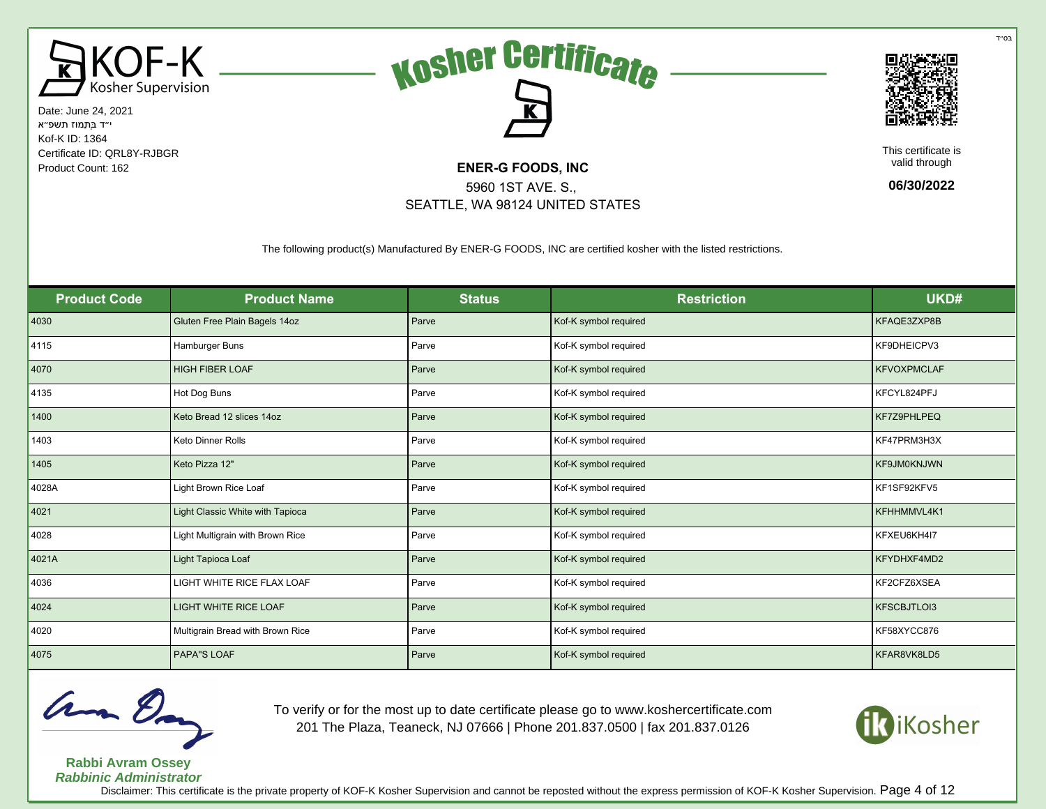בס"ד

KOF-K Kosher Supervision

Date: June 24, 2021
י"ד בְּתַמּוּז תשפ"א
Kof-K ID: 1364
Certificate ID: QRL8Y-RJBGR
Product Count: 162

# Kosher Certificate

**ENER-G FOODS, INC**
5960 1ST AVE. S.,
SEATTLE, WA 98124 UNITED STATES

This certificate is valid through

**06/30/2022**

The following product(s) Manufactured By ENER-G FOODS, INC are certified kosher with the listed restrictions.

| Product Code | Product Name | Status | Restriction | UKD# |
|---|---|---|---|---|
| 4030 | Gluten Free Plain Bagels 14oz | Parve | Kof-K symbol required | KFAQE3ZXP8B |
| 4115 | Hamburger Buns | Parve | Kof-K symbol required | KF9DHEICPV3 |
| 4070 | HIGH FIBER LOAF | Parve | Kof-K symbol required | KFVOXPMCLAF |
| 4135 | Hot Dog Buns | Parve | Kof-K symbol required | KFCYL824PFJ |
| 1400 | Keto Bread 12 slices 14oz | Parve | Kof-K symbol required | KF7Z9PHLPEQ |
| 1403 | Keto Dinner Rolls | Parve | Kof-K symbol required | KF47PRM3H3X |
| 1405 | Keto Pizza 12" | Parve | Kof-K symbol required | KF9JM0KNJWN |
| 4028A | Light Brown Rice Loaf | Parve | Kof-K symbol required | KF1SF92KFV5 |
| 4021 | Light Classic White with Tapioca | Parve | Kof-K symbol required | KFHHMMVL4K1 |
| 4028 | Light Multigrain with Brown Rice | Parve | Kof-K symbol required | KFXEU6KH4I7 |
| 4021A | Light Tapioca Loaf | Parve | Kof-K symbol required | KFYDHXF4MD2 |
| 4036 | LIGHT WHITE RICE FLAX LOAF | Parve | Kof-K symbol required | KF2CFZ6XSEA |
| 4024 | LIGHT WHITE RICE LOAF | Parve | Kof-K symbol required | KFSCBJTLOI3 |
| 4020 | Multigrain Bread with Brown Rice | Parve | Kof-K symbol required | KF58XYCC876 |
| 4075 | PAPA"S LOAF | Parve | Kof-K symbol required | KFAR8VK8LD5 |

**Rabbi Avram Ossey**
***Rabbinic Administrator***

To verify or for the most up to date certificate please go to www.koshercertificate.com
201 The Plaza, Teaneck, NJ 07666 | Phone 201.837.0500 | fax 201.837.0126

iKosher

Disclaimer: This certificate is the private property of KOF-K Kosher Supervision and cannot be reposted without the express permission of KOF-K Kosher Supervision.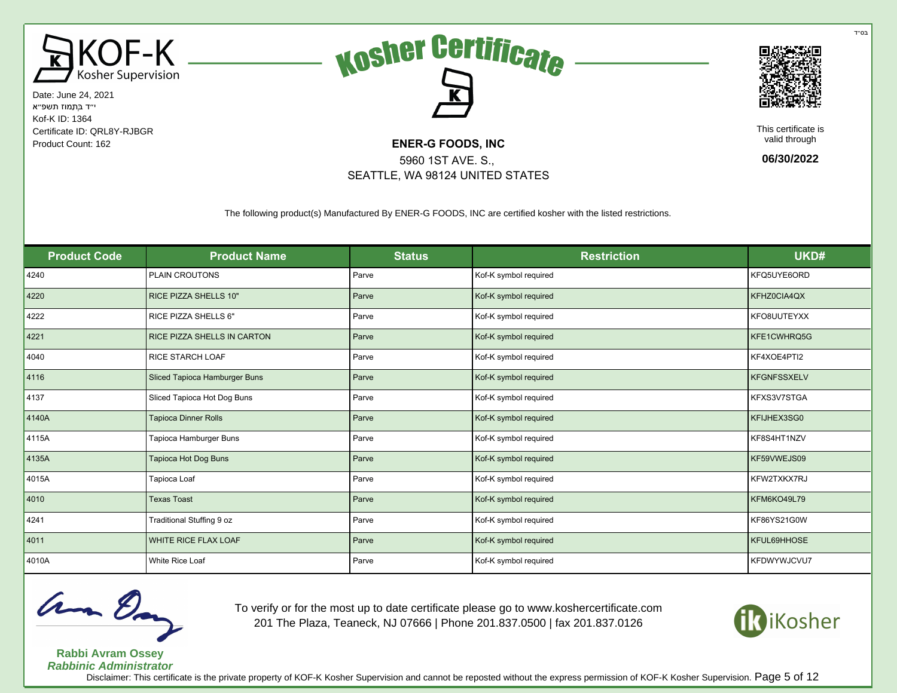בס"ד

KOF-K Kosher Supervision

# Kosher Certificate

Date: June 24, 2021
י"ד בְּתַמּוּז תשפ"א
Kof-K ID: 1364
Certificate ID: QRL8Y-RJBGR
Product Count: 162

**ENER-G FOODS, INC**
5960 1ST AVE. S.,
SEATTLE, WA 98124 UNITED STATES

This certificate is valid through
**06/30/2022**

The following product(s) Manufactured By ENER-G FOODS, INC are certified kosher with the listed restrictions.

| Product Code | Product Name | Status | Restriction | UKD# |
|---|---|---|---|---|
| 4240 | PLAIN CROUTONS | Parve | Kof-K symbol required | KFQ5UYE6ORD |
| 4220 | RICE PIZZA SHELLS 10" | Parve | Kof-K symbol required | KFHZ0CIA4QX |
| 4222 | RICE PIZZA SHELLS 6" | Parve | Kof-K symbol required | KFO8UUTEYXX |
| 4221 | RICE PIZZA SHELLS IN CARTON | Parve | Kof-K symbol required | KFE1CWHRQ5G |
| 4040 | RICE STARCH LOAF | Parve | Kof-K symbol required | KF4XOE4PTI2 |
| 4116 | Sliced Tapioca Hamburger Buns | Parve | Kof-K symbol required | KFGNFSSXELV |
| 4137 | Sliced Tapioca Hot Dog Buns | Parve | Kof-K symbol required | KFXS3V7STGA |
| 4140A | Tapioca Dinner Rolls | Parve | Kof-K symbol required | KFIJHEX3SG0 |
| 4115A | Tapioca Hamburger Buns | Parve | Kof-K symbol required | KF8S4HT1NZV |
| 4135A | Tapioca Hot Dog Buns | Parve | Kof-K symbol required | KF59VWEJS09 |
| 4015A | Tapioca Loaf | Parve | Kof-K symbol required | KFW2TXKX7RJ |
| 4010 | Texas Toast | Parve | Kof-K symbol required | KFM6KO49L79 |
| 4241 | Traditional Stuffing 9 oz | Parve | Kof-K symbol required | KF86YS21G0W |
| 4011 | WHITE RICE FLAX LOAF | Parve | Kof-K symbol required | KFUL69HHOSE |
| 4010A | White Rice Loaf | Parve | Kof-K symbol required | KFDWYWJCVU7 |

**Rabbi Avram Ossey**
***Rabbinic Administrator***

To verify or for the most up to date certificate please go to www.koshercertificate.com
201 The Plaza, Teaneck, NJ 07666 | Phone 201.837.0500 | fax 201.837.0126

iKosher

Disclaimer: This certificate is the private property of KOF-K Kosher Supervision and cannot be reposted without the express permission of KOF-K Kosher Supervision.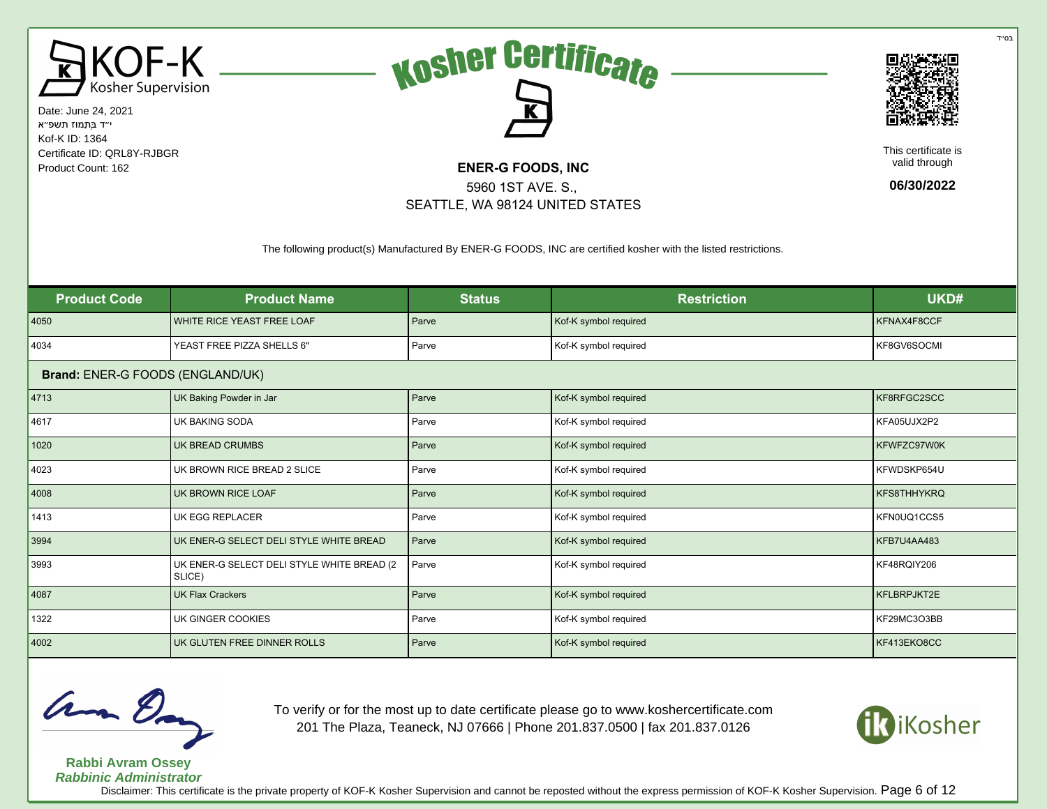בס"ד

KOF-K Kosher Supervision

Date: June 24, 2021
י"ד בְּתַמּוּז תשפ"א
Kof-K ID: 1364
Certificate ID: QRL8Y-RJBGR
Product Count: 162

# Kosher Certificate

**ENER-G FOODS, INC**
5960 1ST AVE. S.,
SEATTLE, WA 98124 UNITED STATES

This certificate is valid through
**06/30/2022**

The following product(s) Manufactured By ENER-G FOODS, INC are certified kosher with the listed restrictions.

| Product Code | Product Name | Status | Restriction | UKD# |
|---|---|---|---|---|
| 4050 | WHITE RICE YEAST FREE LOAF | Parve | Kof-K symbol required | KFNAX4F8CCF |
| 4034 | YEAST FREE PIZZA SHELLS 6" | Parve | Kof-K symbol required | KF8GV6SOCMI |
| **Brand:** ENER-G FOODS (ENGLAND/UK) | | | | |
| 4713 | UK Baking Powder in Jar | Parve | Kof-K symbol required | KF8RFGC2SCC |
| 4617 | UK BAKING SODA | Parve | Kof-K symbol required | KFA05UJX2P2 |
| 1020 | UK BREAD CRUMBS | Parve | Kof-K symbol required | KFWFZC97W0K |
| 4023 | UK BROWN RICE BREAD 2 SLICE | Parve | Kof-K symbol required | KFWDSKP654U |
| 4008 | UK BROWN RICE LOAF | Parve | Kof-K symbol required | KFS8THHYKRQ |
| 1413 | UK EGG REPLACER | Parve | Kof-K symbol required | KFN0UQ1CCS5 |
| 3994 | UK ENER-G SELECT DELI STYLE WHITE BREAD | Parve | Kof-K symbol required | KFB7U4AA483 |
| 3993 | UK ENER-G SELECT DELI STYLE WHITE BREAD (2 SLICE) | Parve | Kof-K symbol required | KF48RQIY206 |
| 4087 | UK Flax Crackers | Parve | Kof-K symbol required | KFLBRPJKT2E |
| 1322 | UK GINGER COOKIES | Parve | Kof-K symbol required | KF29MC3O3BB |
| 4002 | UK GLUTEN FREE DINNER ROLLS | Parve | Kof-K symbol required | KF413EKO8CC |

**Rabbi Avram Ossey**
***Rabbinic Administrator***

To verify or for the most up to date certificate please go to www.koshercertificate.com
201 The Plaza, Teaneck, NJ 07666 | Phone 201.837.0500 | fax 201.837.0126

iKosher

Disclaimer: This certificate is the private property of KOF-K Kosher Supervision and cannot be reposted without the express permission of KOF-K Kosher Supervision.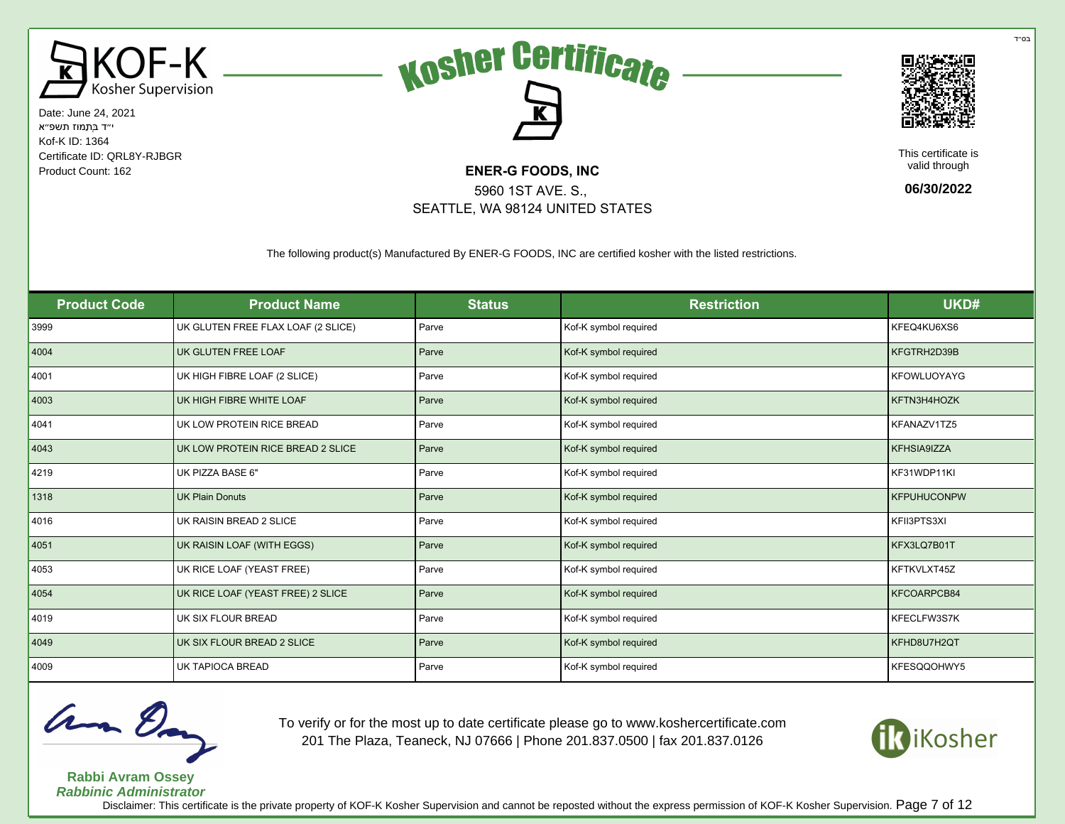בס"ד

KOF-K Kosher Supervision

Date: June 24, 2021
י"ד בְּתַמּוּז תשפ"א
Kof-K ID: 1364
Certificate ID: QRL8Y-RJBGR
Product Count: 162

# Kosher Certificate

**ENER-G FOODS, INC**
5960 1ST AVE. S.,
SEATTLE, WA 98124 UNITED STATES

This certificate is valid through

**06/30/2022**

The following product(s) Manufactured By ENER-G FOODS, INC are certified kosher with the listed restrictions.

| Product Code | Product Name | Status | Restriction | UKD# |
|---|---|---|---|---|
| 3999 | UK GLUTEN FREE FLAX LOAF (2 SLICE) | Parve | Kof-K symbol required | KFEQ4KU6XS6 |
| 4004 | UK GLUTEN FREE LOAF | Parve | Kof-K symbol required | KFGTRH2D39B |
| 4001 | UK HIGH FIBRE LOAF (2 SLICE) | Parve | Kof-K symbol required | KFOWLUOYAYG |
| 4003 | UK HIGH FIBRE WHITE LOAF | Parve | Kof-K symbol required | KFTN3H4HOZK |
| 4041 | UK LOW PROTEIN RICE BREAD | Parve | Kof-K symbol required | KFANAZV1TZ5 |
| 4043 | UK LOW PROTEIN RICE BREAD 2 SLICE | Parve | Kof-K symbol required | KFHSIA9IZZA |
| 4219 | UK PIZZA BASE 6" | Parve | Kof-K symbol required | KF31WDP11KI |
| 1318 | UK Plain Donuts | Parve | Kof-K symbol required | KFPUHUCONPW |
| 4016 | UK RAISIN BREAD 2 SLICE | Parve | Kof-K symbol required | KFII3PTS3XI |
| 4051 | UK RAISIN LOAF (WITH EGGS) | Parve | Kof-K symbol required | KFX3LQ7B01T |
| 4053 | UK RICE LOAF (YEAST FREE) | Parve | Kof-K symbol required | KFTKVLXT45Z |
| 4054 | UK RICE LOAF (YEAST FREE) 2 SLICE | Parve | Kof-K symbol required | KFCOARPCB84 |
| 4019 | UK SIX FLOUR BREAD | Parve | Kof-K symbol required | KFECLFW3S7K |
| 4049 | UK SIX FLOUR BREAD 2 SLICE | Parve | Kof-K symbol required | KFHD8U7H2QT |
| 4009 | UK TAPIOCA BREAD | Parve | Kof-K symbol required | KFESQQOHWY5 |

**Rabbi Avram Ossey**
***Rabbinic Administrator***

To verify or for the most up to date certificate please go to www.koshercertificate.com
201 The Plaza, Teaneck, NJ 07666 | Phone 201.837.0500 | fax 201.837.0126

iKosher

Disclaimer: This certificate is the private property of KOF-K Kosher Supervision and cannot be reposted without the express permission of KOF-K Kosher Supervision.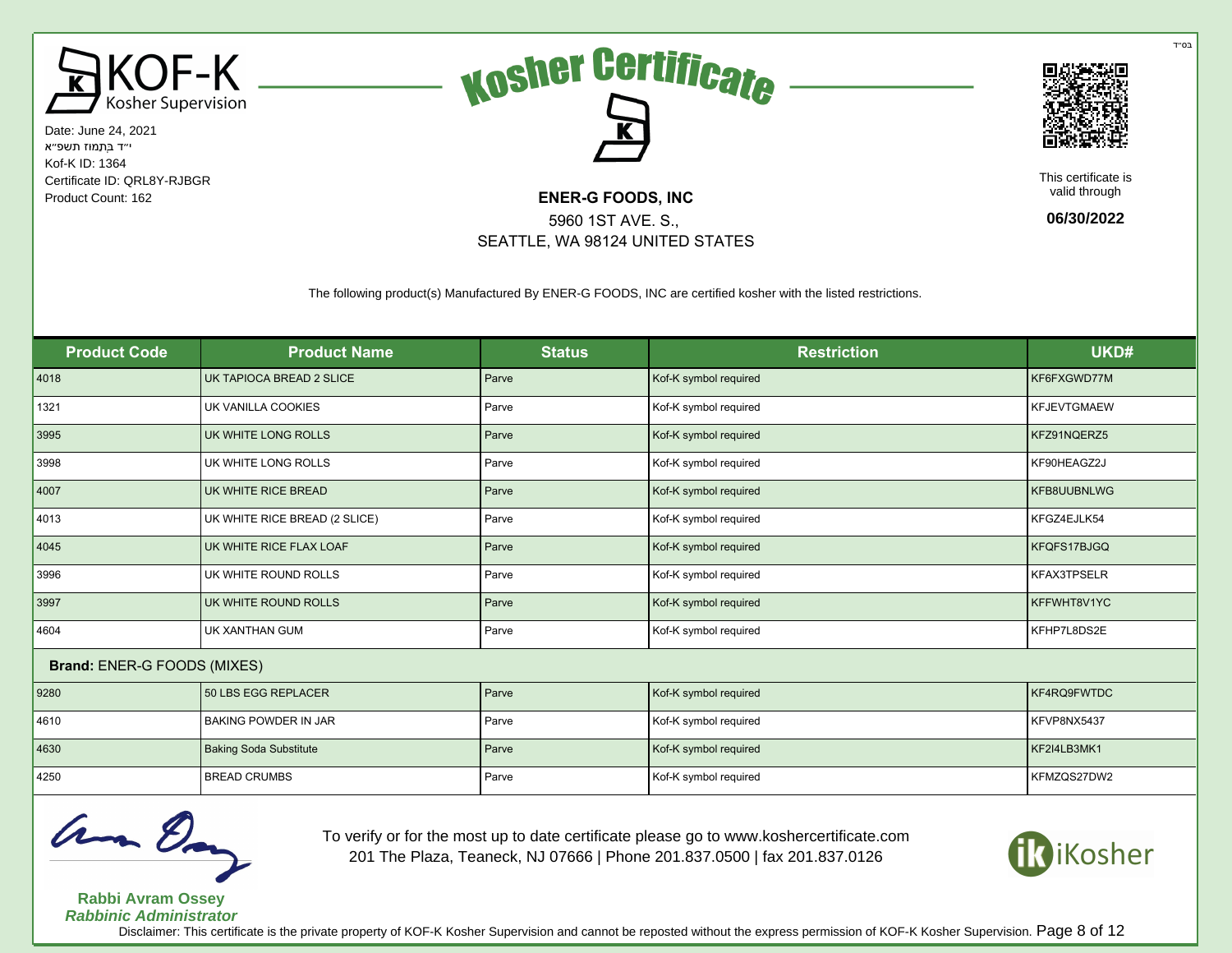בס"ד

KOF-K Kosher Supervision

Date: June 24, 2021
י"ד בְּתַמּוּז תשפ"א
Kof-K ID: 1364
Certificate ID: QRL8Y-RJBGR
Product Count: 162

# Kosher Certificate

**ENER-G FOODS, INC**
5960 1ST AVE. S.,
SEATTLE, WA 98124 UNITED STATES

This certificate is valid through
**06/30/2022**

The following product(s) Manufactured By ENER-G FOODS, INC are certified kosher with the listed restrictions.

| Product Code | Product Name | Status | Restriction | UKD# |
|---|---|---|---|---|
| 4018 | UK TAPIOCA BREAD 2 SLICE | Parve | Kof-K symbol required | KF6FXGWD77M |
| 1321 | UK VANILLA COOKIES | Parve | Kof-K symbol required | KFJEVTGMAEW |
| 3995 | UK WHITE LONG ROLLS | Parve | Kof-K symbol required | KFZ91NQERZ5 |
| 3998 | UK WHITE LONG ROLLS | Parve | Kof-K symbol required | KF90HEAGZ2J |
| 4007 | UK WHITE RICE BREAD | Parve | Kof-K symbol required | KFB8UUBNLWG |
| 4013 | UK WHITE RICE BREAD (2 SLICE) | Parve | Kof-K symbol required | KFGZ4EJLK54 |
| 4045 | UK WHITE RICE FLAX LOAF | Parve | Kof-K symbol required | KFQFS17BJGQ |
| 3996 | UK WHITE ROUND ROLLS | Parve | Kof-K symbol required | KFAX3TPSELR |
| 3997 | UK WHITE ROUND ROLLS | Parve | Kof-K symbol required | KFFWHT8V1YC |
| 4604 | UK XANTHAN GUM | Parve | Kof-K symbol required | KFHP7L8DS2E |
| **Brand:** ENER-G FOODS (MIXES) | | | | |
| 9280 | 50 LBS EGG REPLACER | Parve | Kof-K symbol required | KF4RQ9FWTDC |
| 4610 | BAKING POWDER IN JAR | Parve | Kof-K symbol required | KFVP8NX5437 |
| 4630 | Baking Soda Substitute | Parve | Kof-K symbol required | KF2I4LB3MK1 |
| 4250 | BREAD CRUMBS | Parve | Kof-K symbol required | KFMZQS27DW2 |

**Rabbi Avram Ossey**
***Rabbinic Administrator***

To verify or for the most up to date certificate please go to www.koshercertificate.com
201 The Plaza, Teaneck, NJ 07666 | Phone 201.837.0500 | fax 201.837.0126

iKosher

Disclaimer: This certificate is the private property of KOF-K Kosher Supervision and cannot be reposted without the express permission of KOF-K Kosher Supervision.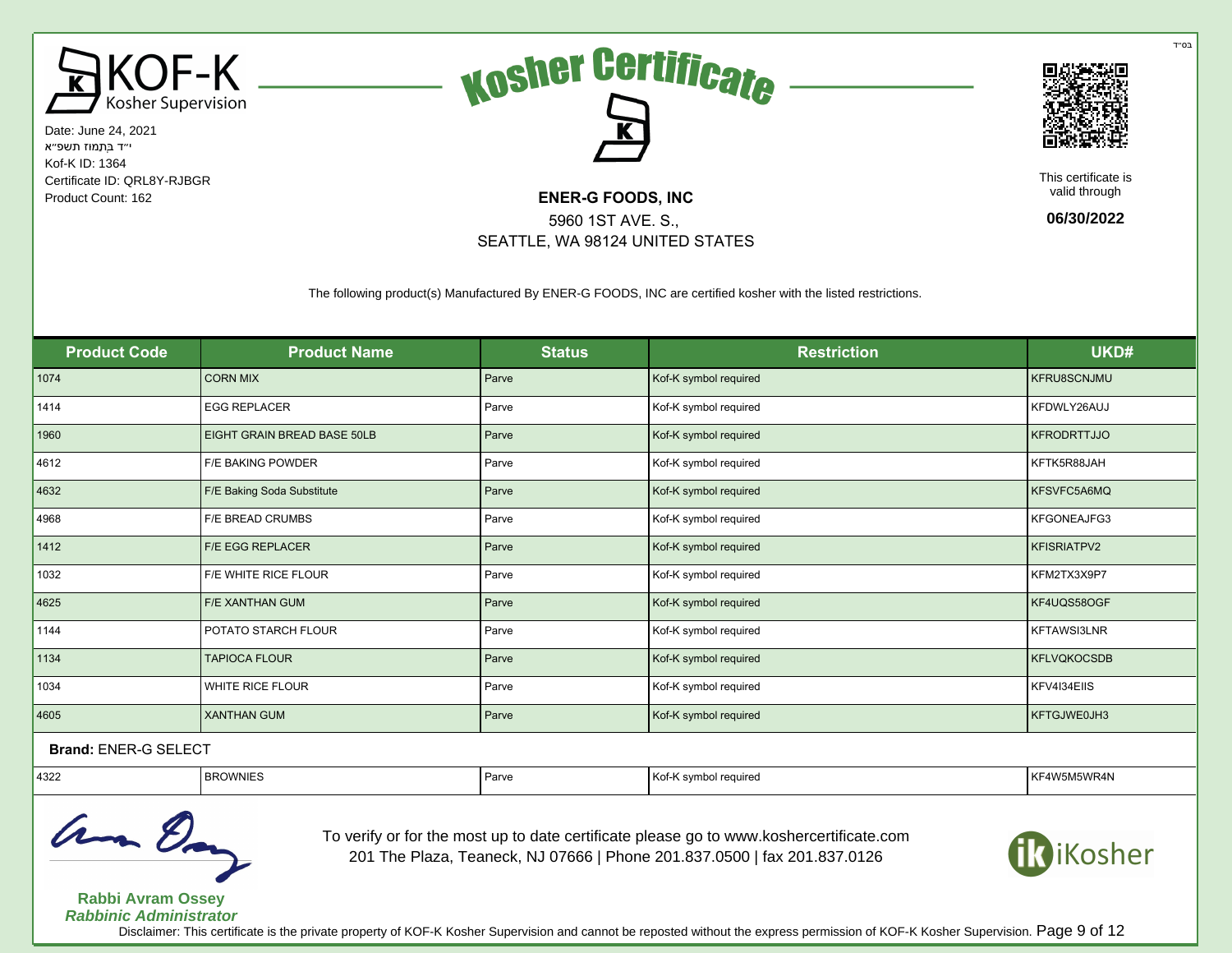בס"ד

KOF-K Kosher Supervision

# Kosher Certificate

Date: June 24, 2021
י"ד בְּתַמּוּז תשפ"א
Kof-K ID: 1364
Certificate ID: QRL8Y-RJBGR
Product Count: 162

**ENER-G FOODS, INC**
5960 1ST AVE. S.,
SEATTLE, WA 98124 UNITED STATES

This certificate is valid through
**06/30/2022**

The following product(s) Manufactured By ENER-G FOODS, INC are certified kosher with the listed restrictions.

| Product Code | Product Name | Status | Restriction | UKD# |
|---|---|---|---|---|
| 1074 | CORN MIX | Parve | Kof-K symbol required | KFRU8SCNJMU |
| 1414 | EGG REPLACER | Parve | Kof-K symbol required | KFDWLY26AUJ |
| 1960 | EIGHT GRAIN BREAD BASE 50LB | Parve | Kof-K symbol required | KFRODRTTJJO |
| 4612 | F/E BAKING POWDER | Parve | Kof-K symbol required | KFTK5R88JAH |
| 4632 | F/E Baking Soda Substitute | Parve | Kof-K symbol required | KFSVFC5A6MQ |
| 4968 | F/E BREAD CRUMBS | Parve | Kof-K symbol required | KFGONEAJFG3 |
| 1412 | F/E EGG REPLACER | Parve | Kof-K symbol required | KFISRIATPV2 |
| 1032 | F/E WHITE RICE FLOUR | Parve | Kof-K symbol required | KFM2TX3X9P7 |
| 4625 | F/E XANTHAN GUM | Parve | Kof-K symbol required | KF4UQS58OGF |
| 1144 | POTATO STARCH FLOUR | Parve | Kof-K symbol required | KFTAWSI3LNR |
| 1134 | TAPIOCA FLOUR | Parve | Kof-K symbol required | KFLVQKOCSDB |
| 1034 | WHITE RICE FLOUR | Parve | Kof-K symbol required | KFV4I34EIIS |
| 4605 | XANTHAN GUM | Parve | Kof-K symbol required | KFTGJWE0JH3 |
| **Brand:** ENER-G SELECT | | | | |
| 4322 | BROWNIES | Parve | Kof-K symbol required | KF4W5M5WR4N |

**Rabbi Avram Ossey**
***Rabbinic Administrator***

To verify or for the most up to date certificate please go to www.koshercertificate.com
201 The Plaza, Teaneck, NJ 07666 | Phone 201.837.0500 | fax 201.837.0126

iKosher

Disclaimer: This certificate is the private property of KOF-K Kosher Supervision and cannot be reposted without the express permission of KOF-K Kosher Supervision.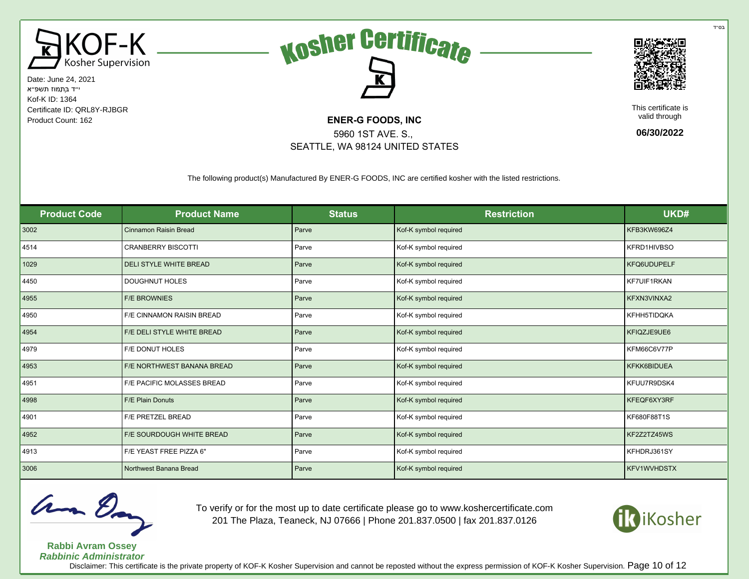בס"ד

**KOF-K Kosher Supervision**

Date: June 24, 2021
י"ד בְּתַמּוּז תשפ"א
Kof-K ID: 1364
Certificate ID: QRL8Y-RJBGR
Product Count: 162

# Kosher Certificate

**ENER-G FOODS, INC**
5960 1ST AVE. S.,
SEATTLE, WA 98124 UNITED STATES

This certificate is valid through
**06/30/2022**

The following product(s) Manufactured By ENER-G FOODS, INC are certified kosher with the listed restrictions.

| Product Code | Product Name | Status | Restriction | UKD# |
|---|---|---|---|---|
| 3002 | Cinnamon Raisin Bread | Parve | Kof-K symbol required | KFB3KW696Z4 |
| 4514 | CRANBERRY BISCOTTI | Parve | Kof-K symbol required | KFRD1HIVBSO |
| 1029 | DELI STYLE WHITE BREAD | Parve | Kof-K symbol required | KFQ6UDUPELF |
| 4450 | DOUGHNUT HOLES | Parve | Kof-K symbol required | KF7UIF1RKAN |
| 4955 | F/E BROWNIES | Parve | Kof-K symbol required | KFXN3VINXA2 |
| 4950 | F/E CINNAMON RAISIN BREAD | Parve | Kof-K symbol required | KFHH5TIDQKA |
| 4954 | F/E DELI STYLE WHITE BREAD | Parve | Kof-K symbol required | KFIQZJE9UE6 |
| 4979 | F/E DONUT HOLES | Parve | Kof-K symbol required | KFM66C6V77P |
| 4953 | F/E NORTHWEST BANANA BREAD | Parve | Kof-K symbol required | KFKK6BIDUEA |
| 4951 | F/E PACIFIC MOLASSES BREAD | Parve | Kof-K symbol required | KFUU7R9DSK4 |
| 4998 | F/E Plain Donuts | Parve | Kof-K symbol required | KFEQF6XY3RF |
| 4901 | F/E PRETZEL BREAD | Parve | Kof-K symbol required | KF680F88T1S |
| 4952 | F/E SOURDOUGH WHITE BREAD | Parve | Kof-K symbol required | KF2Z2TZ45WS |
| 4913 | F/E YEAST FREE PIZZA 6" | Parve | Kof-K symbol required | KFHDRJ361SY |
| 3006 | Northwest Banana Bread | Parve | Kof-K symbol required | KFV1WVHDSTX |

**Rabbi Avram Ossey**
***Rabbinic Administrator***

To verify or for the most up to date certificate please go to www.koshercertificate.com
201 The Plaza, Teaneck, NJ 07666 | Phone 201.837.0500 | fax 201.837.0126

iKosher

Disclaimer: This certificate is the private property of KOF-K Kosher Supervision and cannot be reposted without the express permission of KOF-K Kosher Supervision.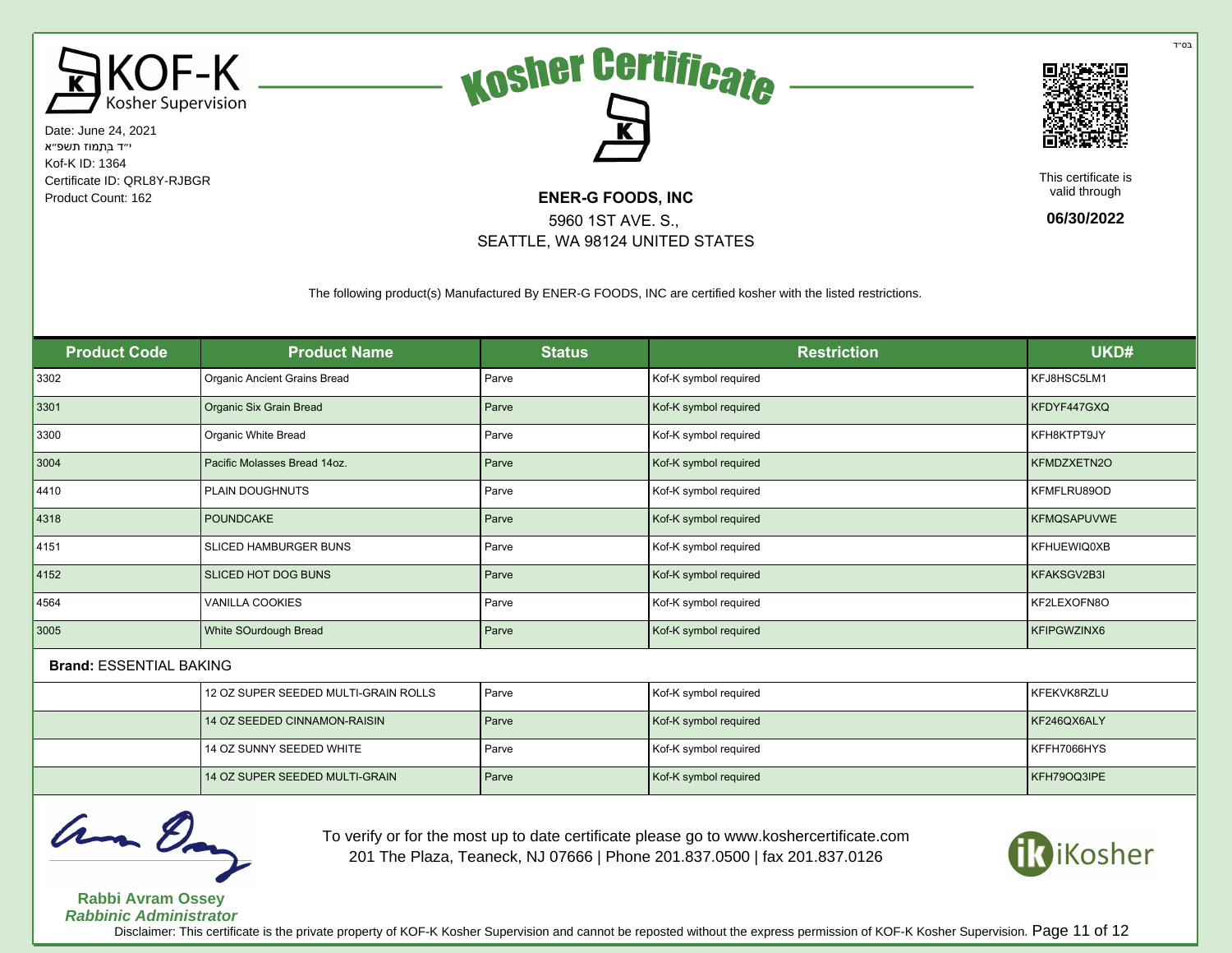בס"ד

KOF-K Kosher Supervision

Date: June 24, 2021
י"ד בְּתַמּוּז תשפ"א
Kof-K ID: 1364
Certificate ID: QRL8Y-RJBGR
Product Count: 162

# Kosher Certificate

**ENER-G FOODS, INC**
5960 1ST AVE. S.,
SEATTLE, WA 98124 UNITED STATES

This certificate is valid through
**06/30/2022**

The following product(s) Manufactured By ENER-G FOODS, INC are certified kosher with the listed restrictions.

| Product Code | Product Name | Status | Restriction | UKD# |
|---|---|---|---|---|
| 3302 | Organic Ancient Grains Bread | Parve | Kof-K symbol required | KFJ8HSC5LM1 |
| 3301 | Organic Six Grain Bread | Parve | Kof-K symbol required | KFDYF447GXQ |
| 3300 | Organic White Bread | Parve | Kof-K symbol required | KFH8KTPT9JY |
| 3004 | Pacific Molasses Bread 14oz. | Parve | Kof-K symbol required | KFMDZXETN2O |
| 4410 | PLAIN DOUGHNUTS | Parve | Kof-K symbol required | KFMFLRU89OD |
| 4318 | POUNDCAKE | Parve | Kof-K symbol required | KFMQSAPUVWE |
| 4151 | SLICED HAMBURGER BUNS | Parve | Kof-K symbol required | KFHUEWIQ0XB |
| 4152 | SLICED HOT DOG BUNS | Parve | Kof-K symbol required | KFAKSGV2B3I |
| 4564 | VANILLA COOKIES | Parve | Kof-K symbol required | KF2LEXOFN8O |
| 3005 | White SOurdough Bread | Parve | Kof-K symbol required | KFIPGWZINX6 |
| **Brand:** ESSENTIAL BAKING | | | | |
| | 12 OZ SUPER SEEDED MULTI-GRAIN ROLLS | Parve | Kof-K symbol required | KFEKVK8RZLU |
| | 14 OZ SEEDED CINNAMON-RAISIN | Parve | Kof-K symbol required | KF246QX6ALY |
| | 14 OZ SUNNY SEEDED WHITE | Parve | Kof-K symbol required | KFFH7066HYS |
| | 14 OZ SUPER SEEDED MULTI-GRAIN | Parve | Kof-K symbol required | KFH79OQ3IPE |

**Rabbi Avram Ossey**
***Rabbinic Administrator***

To verify or for the most up to date certificate please go to www.koshercertificate.com
201 The Plaza, Teaneck, NJ 07666 | Phone 201.837.0500 | fax 201.837.0126

iKosher

Disclaimer: This certificate is the private property of KOF-K Kosher Supervision and cannot be reposted without the express permission of KOF-K Kosher Supervision.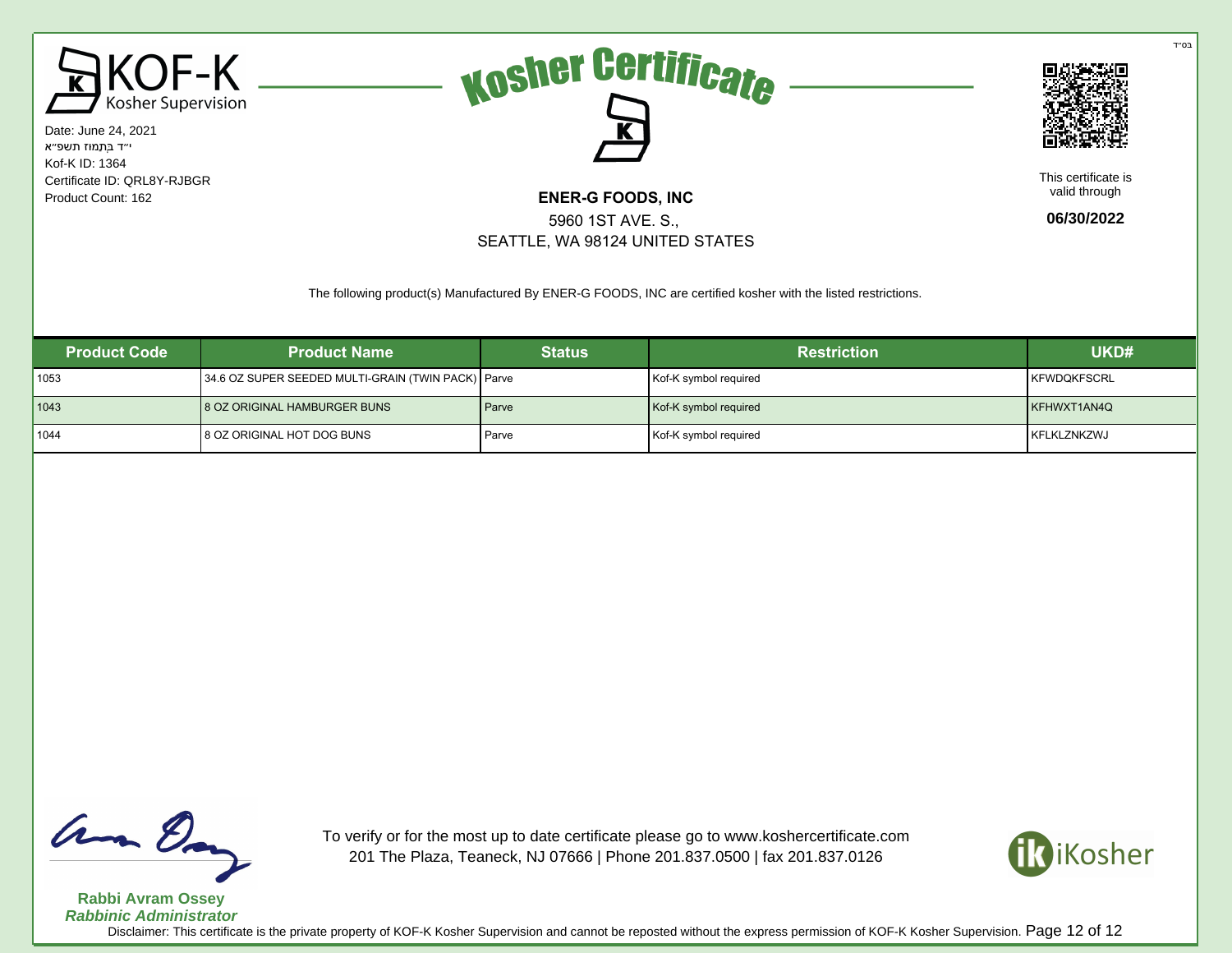בס"ד

KOF-K Kosher Supervision

Date: June 24, 2021
י"ד בְּתַמּוּז תשפ"א
Kof-K ID: 1364
Certificate ID: QRL8Y-RJBGR
Product Count: 162

# Kosher Certificate

**ENER-G FOODS, INC**
5960 1ST AVE. S.,
SEATTLE, WA 98124 UNITED STATES

This certificate is valid through
**06/30/2022**

The following product(s) Manufactured By ENER-G FOODS, INC are certified kosher with the listed restrictions.

| Product Code | Product Name | Status | Restriction | UKD# |
|---|---|---|---|---|
| 1053 | 34.6 OZ SUPER SEEDED MULTI-GRAIN (TWIN PACK) | Parve | Kof-K symbol required | KFWDQKFSCRL |
| 1043 | 8 OZ ORIGINAL HAMBURGER BUNS | Parve | Kof-K symbol required | KFHWXT1AN4Q |
| 1044 | 8 OZ ORIGINAL HOT DOG BUNS | Parve | Kof-K symbol required | KFLKLZNKZWJ |

**Rabbi Avram Ossey**
***Rabbinic Administrator***

To verify or for the most up to date certificate please go to www.koshercertificate.com
201 The Plaza, Teaneck, NJ 07666 | Phone 201.837.0500 | fax 201.837.0126

iKosher

Disclaimer: This certificate is the private property of KOF-K Kosher Supervision and cannot be reposted without the express permission of KOF-K Kosher Supervision.